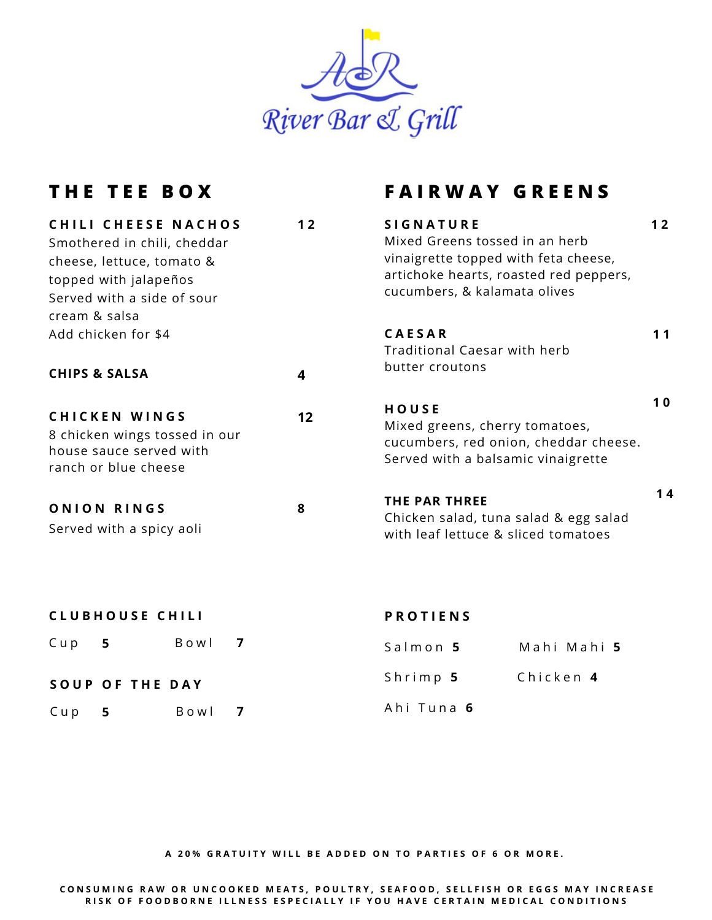# A&R River Bar & Grill

## THE TEE BOX

**CHILI CHEESE NACHOS** 12

Smothered in chili, cheddar cheese, lettuce, tomato & topped with jalapeños
Served with a side of sour cream & salsa
Add chicken for $4

**CHIPS & SALSA** 4

**CHICKEN WINGS** 12

8 chicken wings tossed in our house sauce served with ranch or blue cheese

**ONION RINGS** 8

Served with a spicy aoli

## FAIRWAY GREENS

**SIGNATURE** 12

Mixed Greens tossed in an herb vinaigrette topped with feta cheese, artichoke hearts, roasted red peppers, cucumbers, & kalamata olives

**CAESAR** 11

Traditional Caesar with herb butter croutons

**HOUSE** 10

Mixed greens, cherry tomatoes, cucumbers, red onion, cheddar cheese. Served with a balsamic vinaigrette

**THE PAR THREE** 14

Chicken salad, tuna salad & egg salad with leaf lettuce & sliced tomatoes

## CLUBHOUSE CHILI

Cup **5** Bowl **7**

## SOUP OF THE DAY

Cup **5** Bowl **7**

## PROTIENS

Salmon **5**
Mahi Mahi **5**
Shrimp **5**
Chicken **4**
Ahi Tuna **6**

**A 20% GRATUITY WILL BE ADDED ON TO PARTIES OF 6 OR MORE.**

**CONSUMING RAW OR UNCOOKED MEATS, POULTRY, SEAFOOD, SELLFISH OR EGGS MAY INCREASE RISK OF FOODBORNE ILLNESS ESPECIALLY IF YOU HAVE CERTAIN MEDICAL CONDITIONS**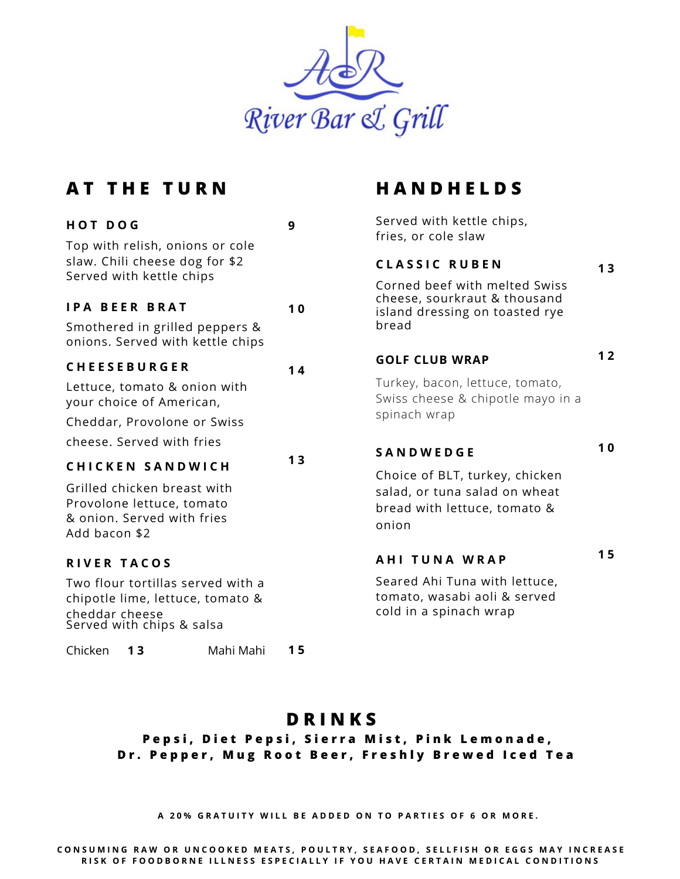# A&R River Bar & Grill

## AT THE TURN

### HOT DOG — 9

Top with relish, onions or cole slaw. Chili cheese dog for $2
Served with kettle chips

### IPA BEER BRAT — 10

Smothered in grilled peppers & onions. Served with kettle chips

### CHEESEBURGER — 14

Lettuce, tomato & onion with your choice of American,

Cheddar, Provolone or Swiss

cheese. Served with fries

### CHICKEN SANDWICH — 13

Grilled chicken breast with Provolone lettuce, tomato & onion. Served with fries
Add bacon $2

### RIVER TACOS

Two flour tortillas served with a chipotle lime, lettuce, tomato & cheddar cheese
Served with chips & salsa

Chicken **13** Mahi Mahi **15**

## HANDHELDS

Served with kettle chips, fries, or cole slaw

### CLASSIC RUBEN — 13

Corned beef with melted Swiss cheese, sourkraut & thousand island dressing on toasted rye bread

### GOLF CLUB WRAP — 12

Turkey, bacon, lettuce, tomato, Swiss cheese & chipotle mayo in a spinach wrap

### SANDWEDGE — 10

Choice of BLT, turkey, chicken salad, or tuna salad on wheat bread with lettuce, tomato & onion

### AHI TUNA WRAP — 15

Seared Ahi Tuna with lettuce, tomato, wasabi aoli & served cold in a spinach wrap

## DRINKS

**Pepsi, Diet Pepsi, Sierra Mist, Pink Lemonade, Dr. Pepper, Mug Root Beer, Freshly Brewed Iced Tea**

A 20% GRATUITY WILL BE ADDED ON TO PARTIES OF 6 OR MORE.

CONSUMING RAW OR UNCOOKED MEATS, POULTRY, SEAFOOD, SELLFISH OR EGGS MAY INCREASE RISK OF FOODBORNE ILLNESS ESPECIALLY IF YOU HAVE CERTAIN MEDICAL CONDITIONS